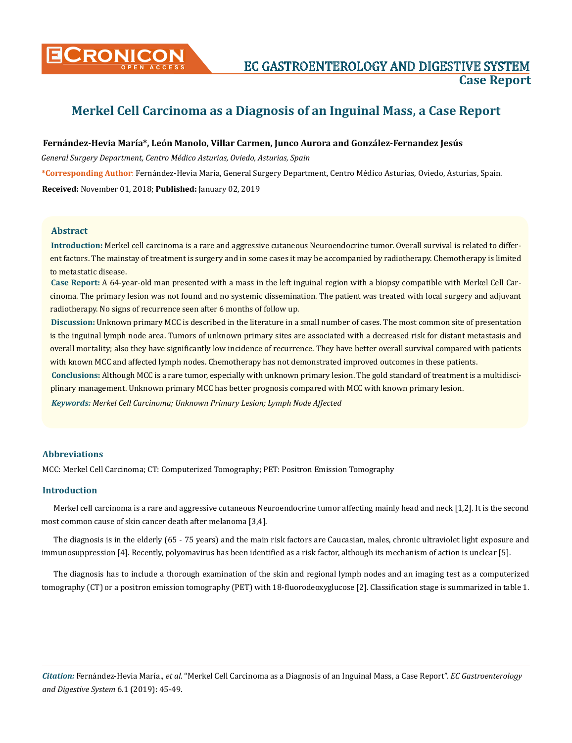# Merkel Cell Carcinoma as a Diagnosis of an Inguinal Mass, a Case Report

**Fernández-Hevia María\*, León Manolo, Villar Carmen, Junco Aurora and González-Fernandez Jesús**

*General Surgery Department, Centro Médico Asturias, Oviedo, Asturias, Spain*

**\*Corresponding Author:** Fernández-Hevia María, General Surgery Department, Centro Médico Asturias, Oviedo, Asturias, Spain.

**Received:** November 01, 2018; **Published:** January 02, 2019

## Abstract

**Introduction:** Merkel cell carcinoma is a rare and aggressive cutaneous Neuroendocrine tumor. Overall survival is related to different factors. The mainstay of treatment is surgery and in some cases it may be accompanied by radiotherapy. Chemotherapy is limited to metastatic disease.

**Case Report:** A 64-year-old man presented with a mass in the left inguinal region with a biopsy compatible with Merkel Cell Carcinoma. The primary lesion was not found and no systemic dissemination. The patient was treated with local surgery and adjuvant radiotherapy. No signs of recurrence seen after 6 months of follow up.

**Discussion:** Unknown primary MCC is described in the literature in a small number of cases. The most common site of presentation is the inguinal lymph node area. Tumors of unknown primary sites are associated with a decreased risk for distant metastasis and overall mortality; also they have significantly low incidence of recurrence. They have better overall survival compared with patients with known MCC and affected lymph nodes. Chemotherapy has not demonstrated improved outcomes in these patients.

**Conclusions:** Although MCC is a rare tumor, especially with unknown primary lesion. The gold standard of treatment is a multidisciplinary management. Unknown primary MCC has better prognosis compared with MCC with known primary lesion.

***Keywords:*** *Merkel Cell Carcinoma; Unknown Primary Lesion; Lymph Node Affected*

## Abbreviations

MCC: Merkel Cell Carcinoma; CT: Computerized Tomography; PET: Positron Emission Tomography

## Introduction

Merkel cell carcinoma is a rare and aggressive cutaneous Neuroendocrine tumor affecting mainly head and neck [1,2]. It is the second most common cause of skin cancer death after melanoma [3,4].

The diagnosis is in the elderly (65 - 75 years) and the main risk factors are Caucasian, males, chronic ultraviolet light exposure and immunosuppression [4]. Recently, polyomavirus has been identified as a risk factor, although its mechanism of action is unclear [5].

The diagnosis has to include a thorough examination of the skin and regional lymph nodes and an imaging test as a computerized tomography (CT) or a positron emission tomography (PET) with 18-fluorodeoxyglucose [2]. Classification stage is summarized in table 1.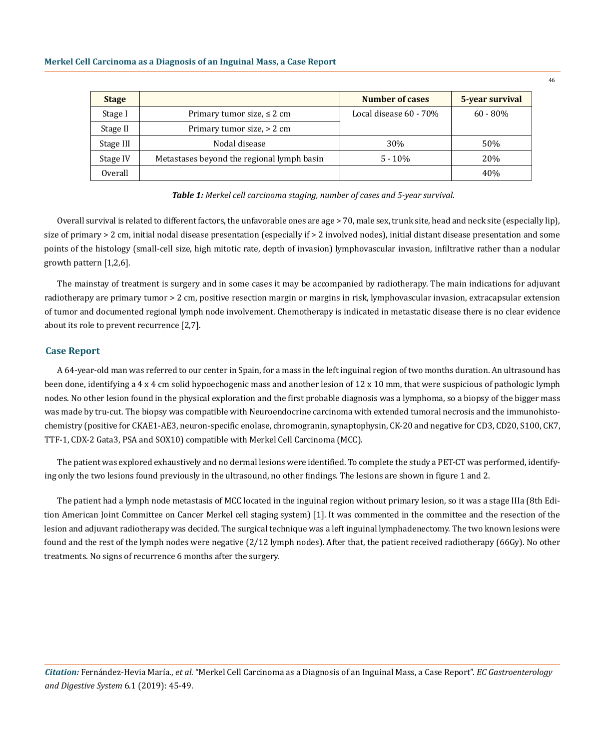| Stage | | Number of cases | 5-year survival |
|---|---|---|---|
| Stage I | Primary tumor size, ≤ 2 cm | Local disease 60 - 70% | 60 - 80% |
| Stage II | Primary tumor size, > 2 cm | | |
| Stage III | Nodal disease | 30% | 50% |
| Stage IV | Metastases beyond the regional lymph basin | 5 - 10% | 20% |
| Overall | | | 40% |

***Table 1:*** *Merkel cell carcinoma staging, number of cases and 5-year survival.*

Overall survival is related to different factors, the unfavorable ones are age > 70, male sex, trunk site, head and neck site (especially lip), size of primary > 2 cm, initial nodal disease presentation (especially if > 2 involved nodes), initial distant disease presentation and some points of the histology (small-cell size, high mitotic rate, depth of invasion) lymphovascular invasion, infiltrative rather than a nodular growth pattern [1,2,6].

The mainstay of treatment is surgery and in some cases it may be accompanied by radiotherapy. The main indications for adjuvant radiotherapy are primary tumor > 2 cm, positive resection margin or margins in risk, lymphovascular invasion, extracapsular extension of tumor and documented regional lymph node involvement. Chemotherapy is indicated in metastatic disease there is no clear evidence about its role to prevent recurrence [2,7].

## Case Report

A 64-year-old man was referred to our center in Spain, for a mass in the left inguinal region of two months duration. An ultrasound has been done, identifying a 4 x 4 cm solid hypoechogenic mass and another lesion of 12 x 10 mm, that were suspicious of pathologic lymph nodes. No other lesion found in the physical exploration and the first probable diagnosis was a lymphoma, so a biopsy of the bigger mass was made by tru-cut. The biopsy was compatible with Neuroendocrine carcinoma with extended tumoral necrosis and the immunohistochemistry (positive for CKAE1-AE3, neuron-specific enolase, chromogranin, synaptophysin, CK-20 and negative for CD3, CD20, S100, CK7, TTF-1, CDX-2 Gata3, PSA and SOX10) compatible with Merkel Cell Carcinoma (MCC).

The patient was explored exhaustively and no dermal lesions were identified. To complete the study a PET-CT was performed, identifying only the two lesions found previously in the ultrasound, no other findings. The lesions are shown in figure 1 and 2.

The patient had a lymph node metastasis of MCC located in the inguinal region without primary lesion, so it was a stage IIIa (8th Edition American Joint Committee on Cancer Merkel cell staging system) [1]. It was commented in the committee and the resection of the lesion and adjuvant radiotherapy was decided. The surgical technique was a left inguinal lymphadenectomy. The two known lesions were found and the rest of the lymph nodes were negative (2/12 lymph nodes). After that, the patient received radiotherapy (66Gy). No other treatments. No signs of recurrence 6 months after the surgery.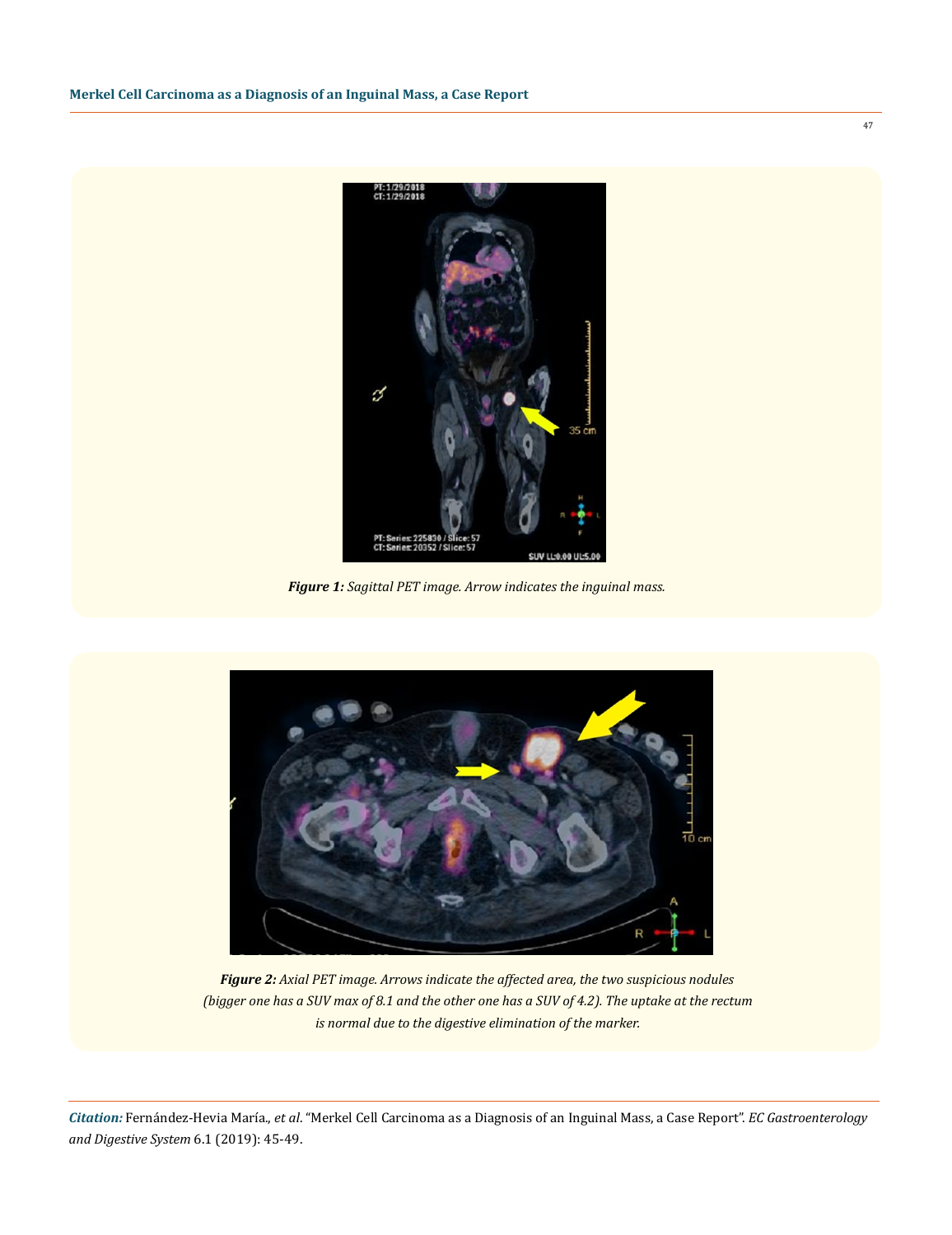*Figure 1: Sagittal PET image. Arrow indicates the inguinal mass.*

*Figure 2: Axial PET image. Arrows indicate the affected area, the two suspicious nodules (bigger one has a SUV max of 8.1 and the other one has a SUV of 4.2). The uptake at the rectum is normal due to the digestive elimination of the marker.*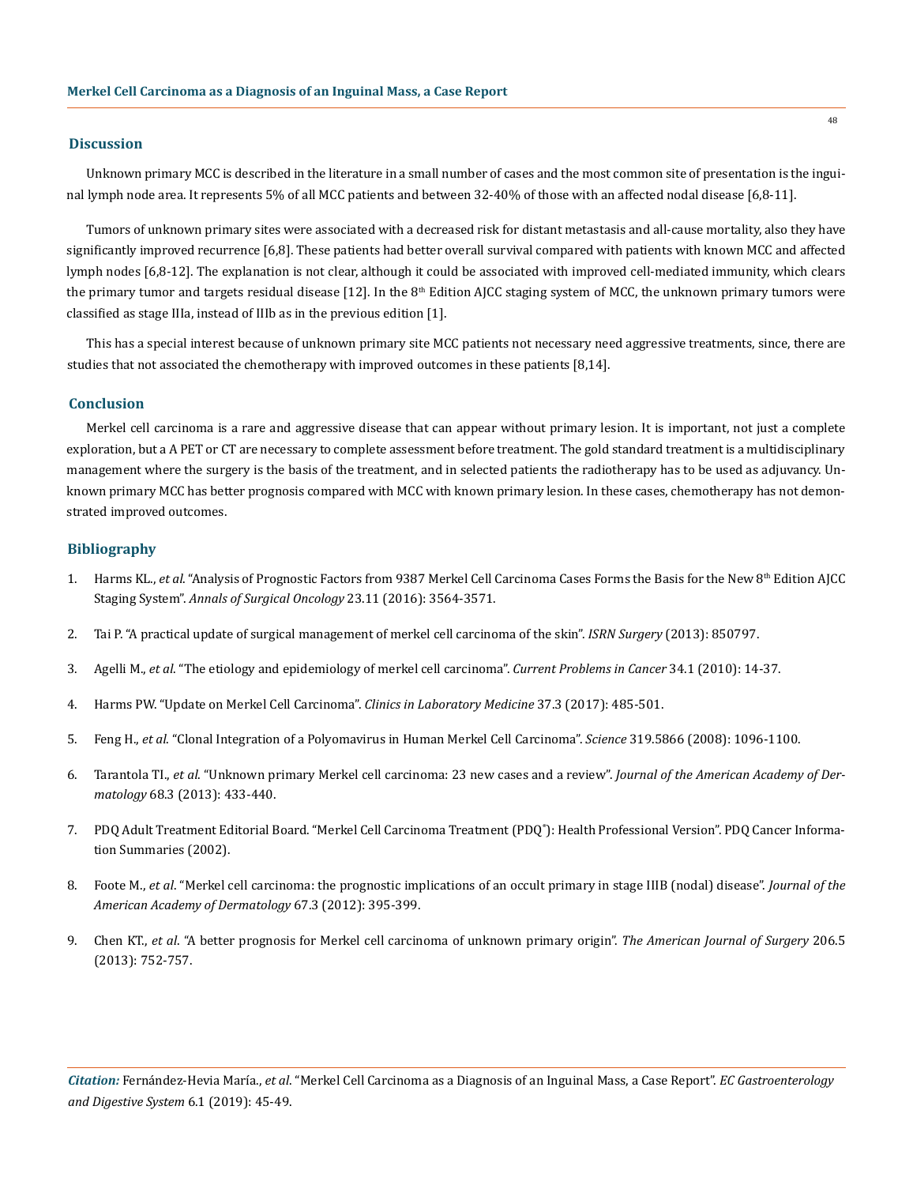## Discussion

Unknown primary MCC is described in the literature in a small number of cases and the most common site of presentation is the inguinal lymph node area. It represents 5% of all MCC patients and between 32-40% of those with an affected nodal disease [6,8-11].

Tumors of unknown primary sites were associated with a decreased risk for distant metastasis and all-cause mortality, also they have significantly improved recurrence [6,8]. These patients had better overall survival compared with patients with known MCC and affected lymph nodes [6,8-12]. The explanation is not clear, although it could be associated with improved cell-mediated immunity, which clears the primary tumor and targets residual disease [12]. In the 8th Edition AJCC staging system of MCC, the unknown primary tumors were classified as stage IIIa, instead of IIIb as in the previous edition [1].

This has a special interest because of unknown primary site MCC patients not necessary need aggressive treatments, since, there are studies that not associated the chemotherapy with improved outcomes in these patients [8,14].

## Conclusion

Merkel cell carcinoma is a rare and aggressive disease that can appear without primary lesion. It is important, not just a complete exploration, but a A PET or CT are necessary to complete assessment before treatment. The gold standard treatment is a multidisciplinary management where the surgery is the basis of the treatment, and in selected patients the radiotherapy has to be used as adjuvancy. Unknown primary MCC has better prognosis compared with MCC with known primary lesion. In these cases, chemotherapy has not demonstrated improved outcomes.

## Bibliography

1. Harms KL., *et al*. "Analysis of Prognostic Factors from 9387 Merkel Cell Carcinoma Cases Forms the Basis for the New 8th Edition AJCC Staging System". *Annals of Surgical Oncology* 23.11 (2016): 3564-3571.
2. Tai P. "A practical update of surgical management of merkel cell carcinoma of the skin". *ISRN Surgery* (2013): 850797.
3. Agelli M., *et al*. "The etiology and epidemiology of merkel cell carcinoma". *Current Problems in Cancer* 34.1 (2010): 14-37.
4. Harms PW. "Update on Merkel Cell Carcinoma". *Clinics in Laboratory Medicine* 37.3 (2017): 485-501.
5. Feng H., *et al*. "Clonal Integration of a Polyomavirus in Human Merkel Cell Carcinoma". *Science* 319.5866 (2008): 1096-1100.
6. Tarantola TI., *et al*. "Unknown primary Merkel cell carcinoma: 23 new cases and a review". *Journal of the American Academy of Dermatology* 68.3 (2013): 433-440.
7. PDQ Adult Treatment Editorial Board. "Merkel Cell Carcinoma Treatment (PDQ®): Health Professional Version". PDQ Cancer Information Summaries (2002).
8. Foote M., *et al*. "Merkel cell carcinoma: the prognostic implications of an occult primary in stage IIIB (nodal) disease". *Journal of the American Academy of Dermatology* 67.3 (2012): 395-399.
9. Chen KT., *et al*. "A better prognosis for Merkel cell carcinoma of unknown primary origin". *The American Journal of Surgery* 206.5 (2013): 752-757.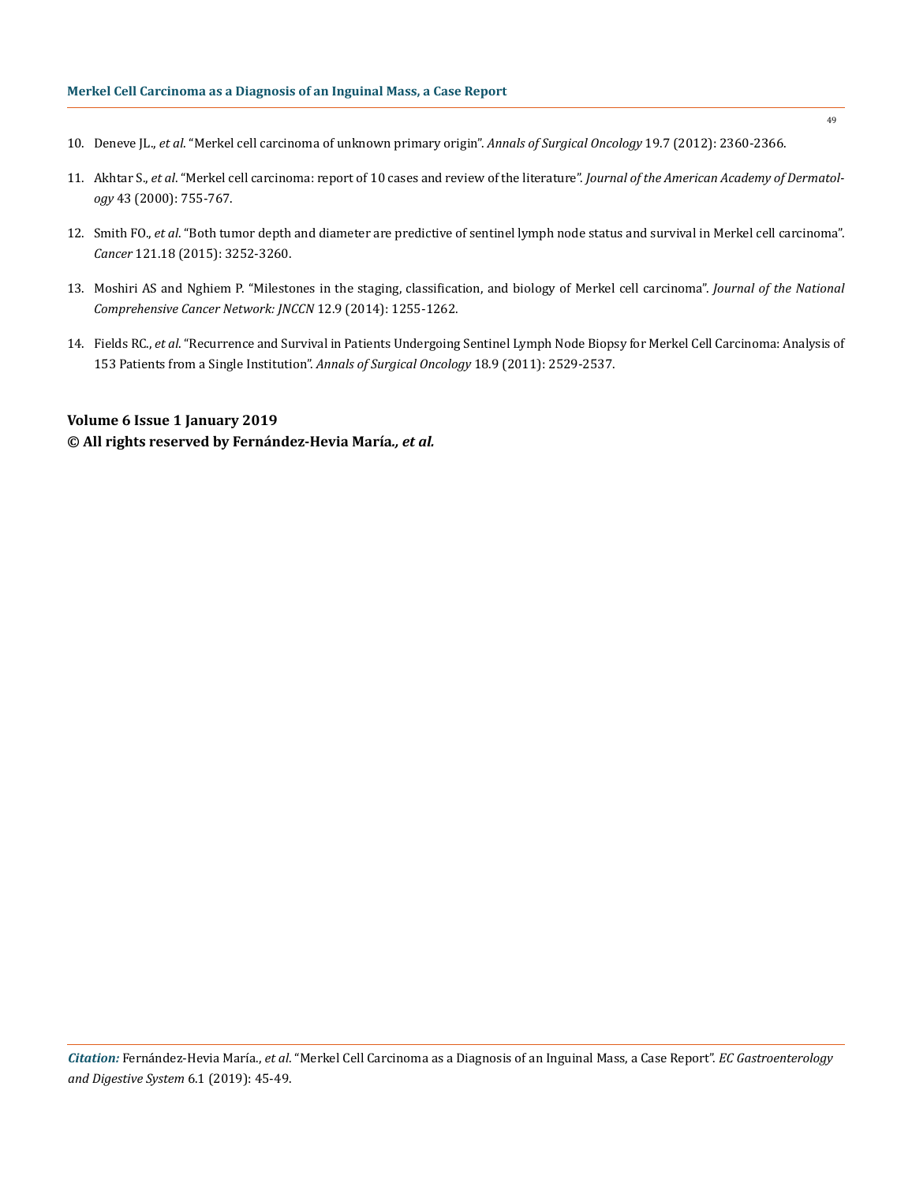10. Deneve JL., *et al*. "Merkel cell carcinoma of unknown primary origin". *Annals of Surgical Oncology* 19.7 (2012): 2360-2366.

11. Akhtar S., *et al*. "Merkel cell carcinoma: report of 10 cases and review of the literature". *Journal of the American Academy of Dermatology* 43 (2000): 755-767.

12. Smith FO., *et al*. "Both tumor depth and diameter are predictive of sentinel lymph node status and survival in Merkel cell carcinoma". *Cancer* 121.18 (2015): 3252-3260.

13. Moshiri AS and Nghiem P. "Milestones in the staging, classification, and biology of Merkel cell carcinoma". *Journal of the National Comprehensive Cancer Network: JNCCN* 12.9 (2014): 1255-1262.

14. Fields RC., *et al*. "Recurrence and Survival in Patients Undergoing Sentinel Lymph Node Biopsy for Merkel Cell Carcinoma: Analysis of 153 Patients from a Single Institution". *Annals of Surgical Oncology* 18.9 (2011): 2529-2537.

**Volume 6 Issue 1 January 2019**
**© All rights reserved by Fernández-Hevia María*., et al.***